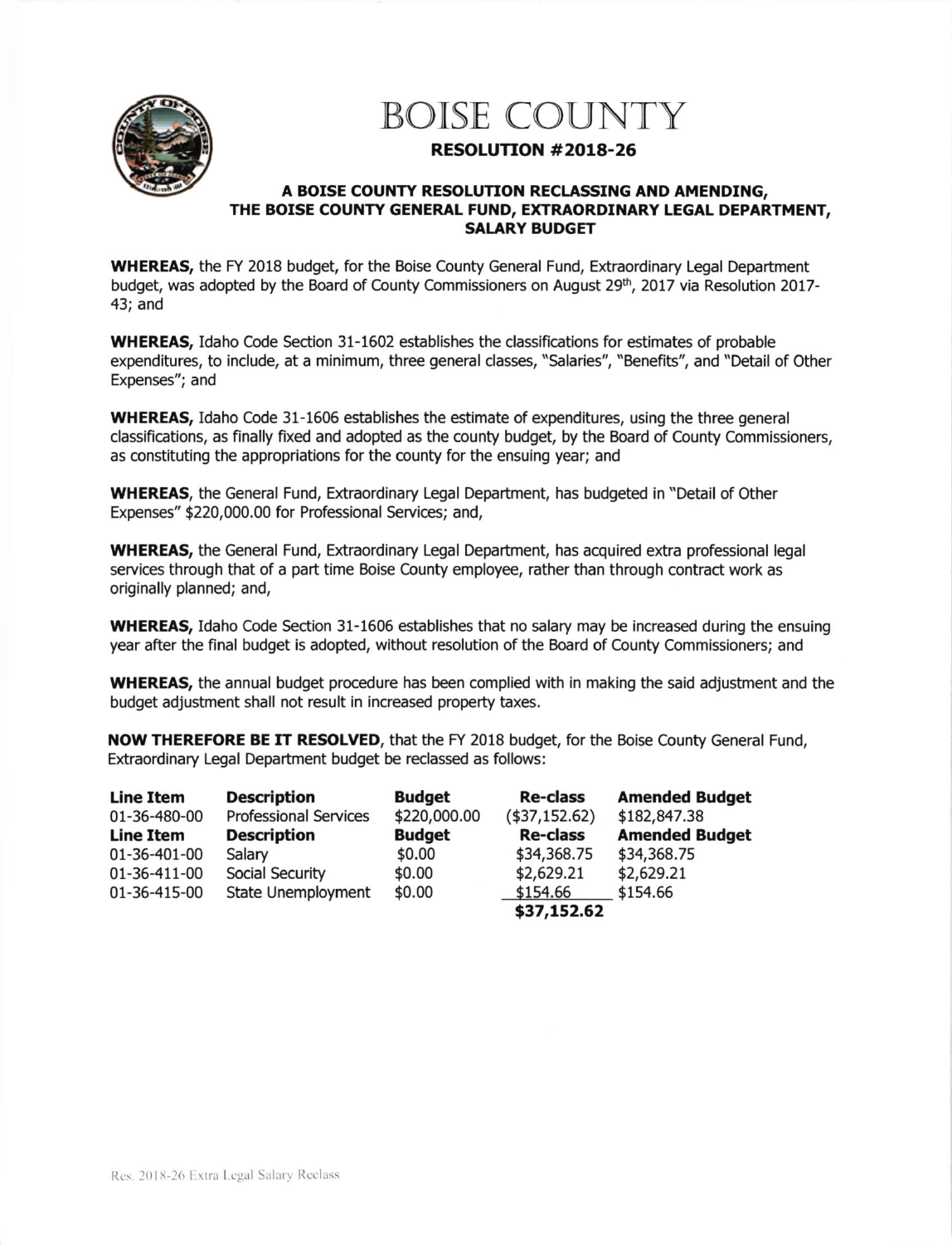# BOISE COUNTY

## RESOLUTION #2018-26

### A BOISE COUNTY RESOLUTION RECLASSING AND AMENDING, THE BOISE COUNTY GENERAL FUND, EXTRAORDINARY LEGAL DEPARTMENT, SALARY BUDGET

**WHEREAS,** the FY 2018 budget, for the Boise County General Fund, Extraordinary Legal Department budget, was adopted by the Board of County Commissioners on August 29th, 2017 via Resolution 2017-43; and

**WHEREAS,** Idaho Code Section 31-1602 establishes the classifications for estimates of probable expenditures, to include, at a minimum, three general classes, "Salaries", "Benefits", and "Detail of Other Expenses"; and

**WHEREAS,** Idaho Code 31-1606 establishes the estimate of expenditures, using the three general classifications, as finally fixed and adopted as the county budget, by the Board of County Commissioners, as constituting the appropriations for the county for the ensuing year; and

**WHEREAS**, the General Fund, Extraordinary Legal Department, has budgeted in "Detail of Other Expenses" $220,000.00 for Professional Services; and,

**WHEREAS,** the General Fund, Extraordinary Legal Department, has acquired extra professional legal services through that of a part time Boise County employee, rather than through contract work as originally planned; and,

**WHEREAS,** Idaho Code Section 31-1606 establishes that no salary may be increased during the ensuing year after the final budget is adopted, without resolution of the Board of County Commissioners; and

**WHEREAS,** the annual budget procedure has been complied with in making the said adjustment and the budget adjustment shall not result in increased property taxes.

**NOW THEREFORE BE IT RESOLVED**, that the FY 2018 budget, for the Boise County General Fund, Extraordinary Legal Department budget be reclassed as follows:

| Line Item | Description | Budget | Re-class | Amended Budget |
|---|---|---|---|---|
| 01-36-480-00 | Professional Services | $220,000.00 | ($37,152.62) | $182,847.38 |
| **Line Item** | **Description** | **Budget** | **Re-class** | **Amended Budget** |
| 01-36-401-00 | Salary | $0.00 | $34,368.75 | $34,368.75 |
| 01-36-411-00 | Social Security | $0.00 | $2,629.21 | $2,629.21 |
| 01-36-415-00 | State Unemployment | $0.00 | $154.66 | $154.66 |
| | | | **$37,152.62** | |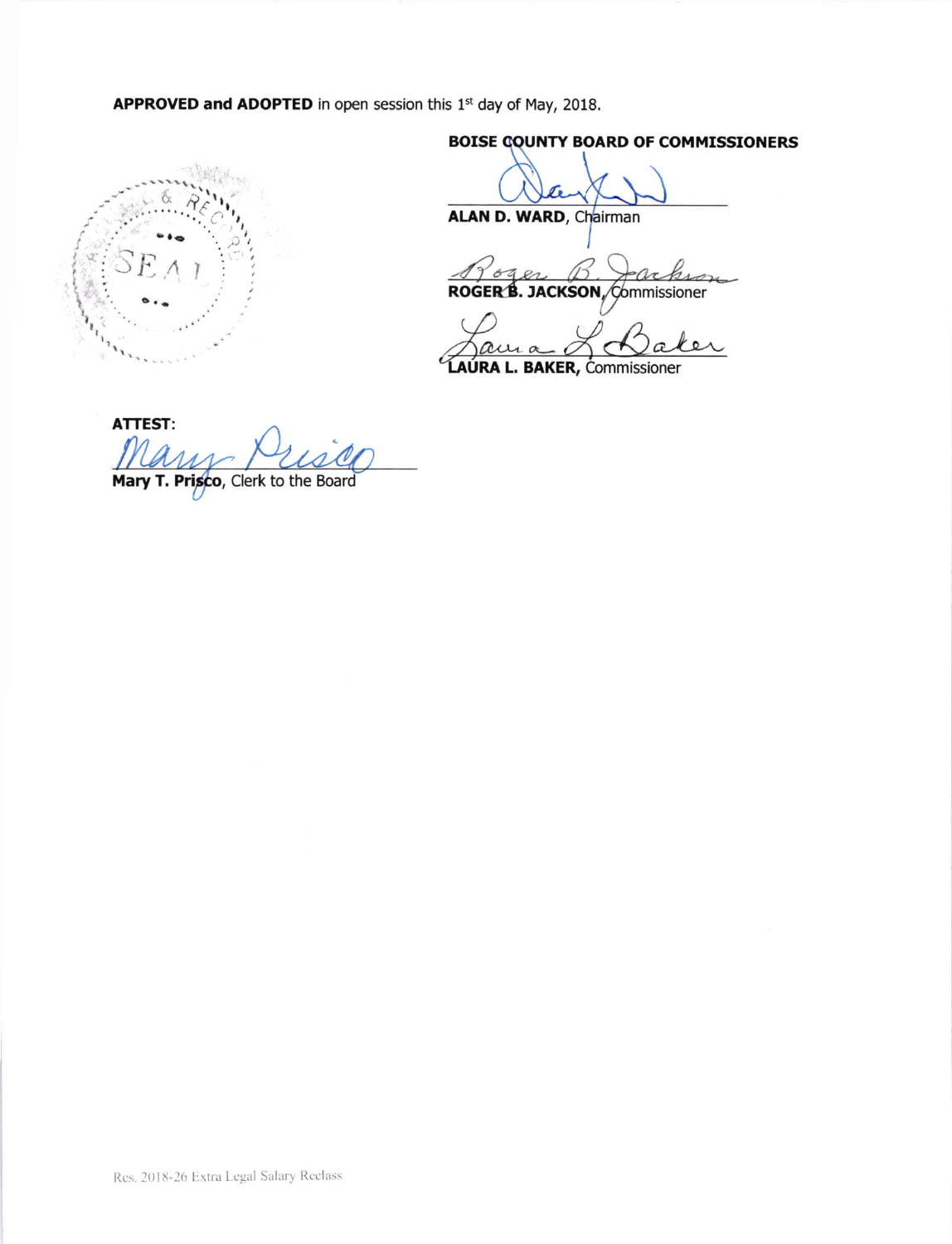**APPROVED and ADOPTED** in open session this 1st day of May, 2018.

**BOISE COUNTY BOARD OF COMMISSIONERS**

**ALAN D. WARD**, Chairman

**ROGER B. JACKSON**, Commissioner

**LAURA L. BAKER,** Commissioner

SEAL

**ATTEST:**

**Mary T. Prisco**, Clerk to the Board

Res. 2018-26 Extra Legal Salary Reclass